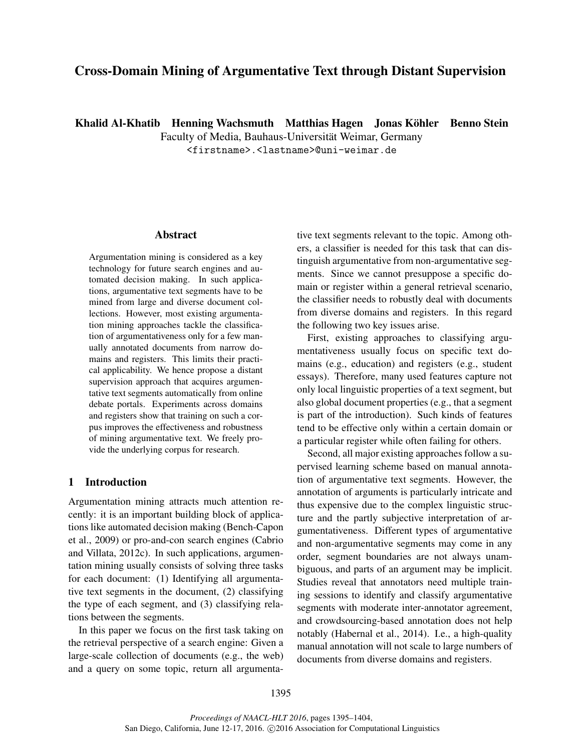# Cross-Domain Mining of Argumentative Text through Distant Supervision

**Khalid Al-Khatib  Henning Wachsmuth  Matthias Hagen  Jonas Köhler  Benno Stein**

Faculty of Media, Bauhaus-Universität Weimar, Germany

<firstname>.<lastname>@uni-weimar.de

## Abstract

Argumentation mining is considered as a key technology for future search engines and automated decision making. In such applications, argumentative text segments have to be mined from large and diverse document collections. However, most existing argumentation mining approaches tackle the classification of argumentativeness only for a few manually annotated documents from narrow domains and registers. This limits their practical applicability. We hence propose a distant supervision approach that acquires argumentative text segments automatically from online debate portals. Experiments across domains and registers show that training on such a corpus improves the effectiveness and robustness of mining argumentative text. We freely provide the underlying corpus for research.

## 1 Introduction

Argumentation mining attracts much attention recently: it is an important building block of applications like automated decision making (Bench-Capon et al., 2009) or pro-and-con search engines (Cabrio and Villata, 2012c). In such applications, argumentation mining usually consists of solving three tasks for each document: (1) Identifying all argumentative text segments in the document, (2) classifying the type of each segment, and (3) classifying relations between the segments.

In this paper we focus on the first task taking on the retrieval perspective of a search engine: Given a large-scale collection of documents (e.g., the web) and a query on some topic, return all argumentative text segments relevant to the topic. Among others, a classifier is needed for this task that can distinguish argumentative from non-argumentative segments. Since we cannot presuppose a specific domain or register within a general retrieval scenario, the classifier needs to robustly deal with documents from diverse domains and registers. In this regard the following two key issues arise.

First, existing approaches to classifying argumentativeness usually focus on specific text domains (e.g., education) and registers (e.g., student essays). Therefore, many used features capture not only local linguistic properties of a text segment, but also global document properties (e.g., that a segment is part of the introduction). Such kinds of features tend to be effective only within a certain domain or a particular register while often failing for others.

Second, all major existing approaches follow a supervised learning scheme based on manual annotation of argumentative text segments. However, the annotation of arguments is particularly intricate and thus expensive due to the complex linguistic structure and the partly subjective interpretation of argumentativeness. Different types of argumentative and non-argumentative segments may come in any order, segment boundaries are not always unambiguous, and parts of an argument may be implicit. Studies reveal that annotators need multiple training sessions to identify and classify argumentative segments with moderate inter-annotator agreement, and crowdsourcing-based annotation does not help notably (Habernal et al., 2014). I.e., a high-quality manual annotation will not scale to large numbers of documents from diverse domains and registers.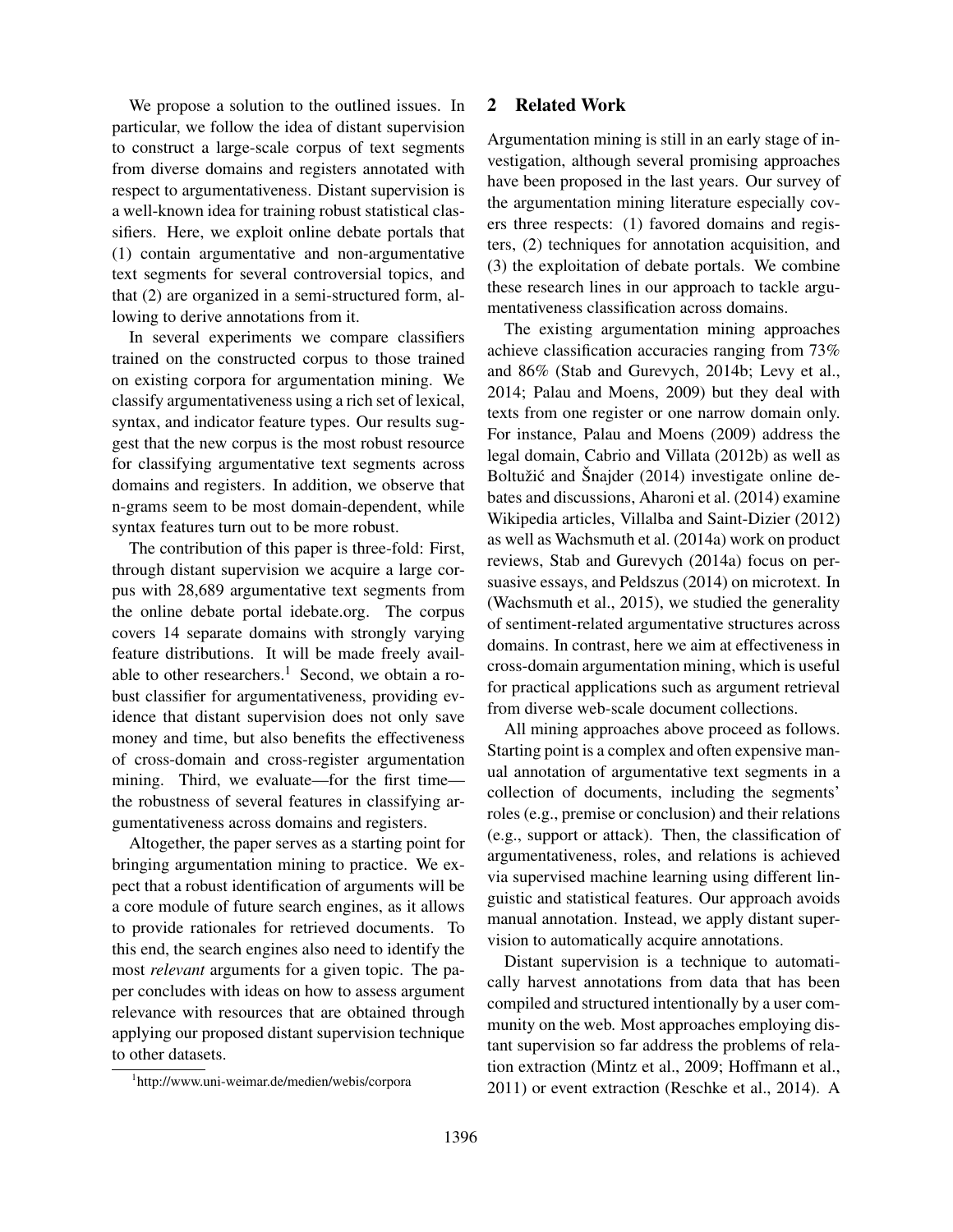We propose a solution to the outlined issues. In particular, we follow the idea of distant supervision to construct a large-scale corpus of text segments from diverse domains and registers annotated with respect to argumentativeness. Distant supervision is a well-known idea for training robust statistical classifiers. Here, we exploit online debate portals that (1) contain argumentative and non-argumentative text segments for several controversial topics, and that (2) are organized in a semi-structured form, allowing to derive annotations from it.

In several experiments we compare classifiers trained on the constructed corpus to those trained on existing corpora for argumentation mining. We classify argumentativeness using a rich set of lexical, syntax, and indicator feature types. Our results suggest that the new corpus is the most robust resource for classifying argumentative text segments across domains and registers. In addition, we observe that n-grams seem to be most domain-dependent, while syntax features turn out to be more robust.

The contribution of this paper is three-fold: First, through distant supervision we acquire a large corpus with 28,689 argumentative text segments from the online debate portal idebate.org. The corpus covers 14 separate domains with strongly varying feature distributions. It will be made freely available to other researchers.[1] Second, we obtain a robust classifier for argumentativeness, providing evidence that distant supervision does not only save money and time, but also benefits the effectiveness of cross-domain and cross-register argumentation mining. Third, we evaluate—for the first time—the robustness of several features in classifying argumentativeness across domains and registers.

Altogether, the paper serves as a starting point for bringing argumentation mining to practice. We expect that a robust identification of arguments will be a core module of future search engines, as it allows to provide rationales for retrieved documents. To this end, the search engines also need to identify the most *relevant* arguments for a given topic. The paper concludes with ideas on how to assess argument relevance with resources that are obtained through applying our proposed distant supervision technique to other datasets.

[1] http://www.uni-weimar.de/medien/webis/corpora

## 2 Related Work

Argumentation mining is still in an early stage of investigation, although several promising approaches have been proposed in the last years. Our survey of the argumentation mining literature especially covers three respects: (1) favored domains and registers, (2) techniques for annotation acquisition, and (3) the exploitation of debate portals. We combine these research lines in our approach to tackle argumentativeness classification across domains.

The existing argumentation mining approaches achieve classification accuracies ranging from 73% and 86% (Stab and Gurevych, 2014b; Levy et al., 2014; Palau and Moens, 2009) but they deal with texts from one register or one narrow domain only. For instance, Palau and Moens (2009) address the legal domain, Cabrio and Villata (2012b) as well as Boltužić and Šnajder (2014) investigate online debates and discussions, Aharoni et al. (2014) examine Wikipedia articles, Villalba and Saint-Dizier (2012) as well as Wachsmuth et al. (2014a) work on product reviews, Stab and Gurevych (2014a) focus on persuasive essays, and Peldszus (2014) on microtext. In (Wachsmuth et al., 2015), we studied the generality of sentiment-related argumentative structures across domains. In contrast, here we aim at effectiveness in cross-domain argumentation mining, which is useful for practical applications such as argument retrieval from diverse web-scale document collections.

All mining approaches above proceed as follows. Starting point is a complex and often expensive manual annotation of argumentative text segments in a collection of documents, including the segments' roles (e.g., premise or conclusion) and their relations (e.g., support or attack). Then, the classification of argumentativeness, roles, and relations is achieved via supervised machine learning using different linguistic and statistical features. Our approach avoids manual annotation. Instead, we apply distant supervision to automatically acquire annotations.

Distant supervision is a technique to automatically harvest annotations from data that has been compiled and structured intentionally by a user community on the web. Most approaches employing distant supervision so far address the problems of relation extraction (Mintz et al., 2009; Hoffmann et al., 2011) or event extraction (Reschke et al., 2014). A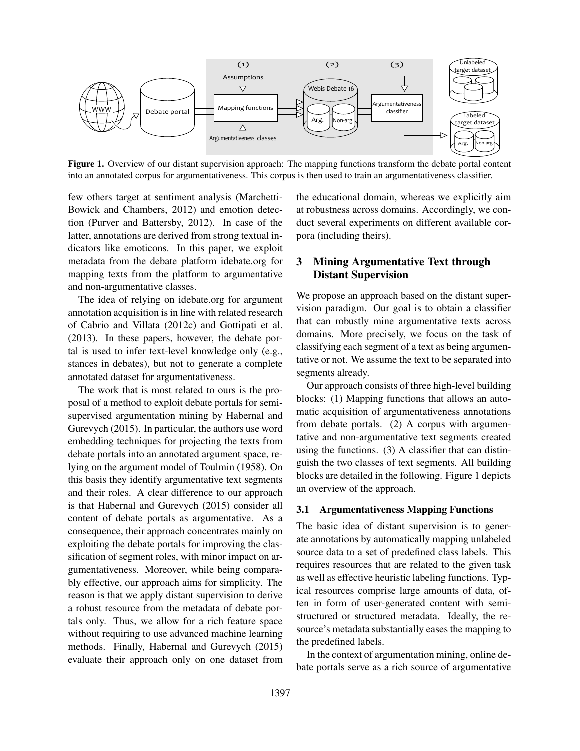**Figure 1.** Overview of our distant supervision approach: The mapping functions transform the debate portal content into an annotated corpus for argumentativeness. This corpus is then used to train an argumentativeness classifier.

few others target at sentiment analysis (Marchetti-Bowick and Chambers, 2012) and emotion detection (Purver and Battersby, 2012). In case of the latter, annotations are derived from strong textual indicators like emoticons. In this paper, we exploit metadata from the debate platform idebate.org for mapping texts from the platform to argumentative and non-argumentative classes.

The idea of relying on idebate.org for argument annotation acquisition is in line with related research of Cabrio and Villata (2012c) and Gottipati et al. (2013). In these papers, however, the debate portal is used to infer text-level knowledge only (e.g., stances in debates), but not to generate a complete annotated dataset for argumentativeness.

The work that is most related to ours is the proposal of a method to exploit debate portals for semi-supervised argumentation mining by Habernal and Gurevych (2015). In particular, the authors use word embedding techniques for projecting the texts from debate portals into an annotated argument space, relying on the argument model of Toulmin (1958). On this basis they identify argumentative text segments and their roles. A clear difference to our approach is that Habernal and Gurevych (2015) consider all content of debate portals as argumentative. As a consequence, their approach concentrates mainly on exploiting the debate portals for improving the classification of segment roles, with minor impact on argumentativeness. Moreover, while being comparably effective, our approach aims for simplicity. The reason is that we apply distant supervision to derive a robust resource from the metadata of debate portals only. Thus, we allow for a rich feature space without requiring to use advanced machine learning methods. Finally, Habernal and Gurevych (2015) evaluate their approach only on one dataset from the educational domain, whereas we explicitly aim at robustness across domains. Accordingly, we conduct several experiments on different available corpora (including theirs).

## 3 Mining Argumentative Text through Distant Supervision

We propose an approach based on the distant supervision paradigm. Our goal is to obtain a classifier that can robustly mine argumentative texts across domains. More precisely, we focus on the task of classifying each segment of a text as being argumentative or not. We assume the text to be separated into segments already.

Our approach consists of three high-level building blocks: (1) Mapping functions that allows an automatic acquisition of argumentativeness annotations from debate portals. (2) A corpus with argumentative and non-argumentative text segments created using the functions. (3) A classifier that can distinguish the two classes of text segments. All building blocks are detailed in the following. Figure 1 depicts an overview of the approach.

### 3.1 Argumentativeness Mapping Functions

The basic idea of distant supervision is to generate annotations by automatically mapping unlabeled source data to a set of predefined class labels. This requires resources that are related to the given task as well as effective heuristic labeling functions. Typical resources comprise large amounts of data, often in form of user-generated content with semi-structured or structured metadata. Ideally, the resource's metadata substantially eases the mapping to the predefined labels.

In the context of argumentation mining, online debate portals serve as a rich source of argumentative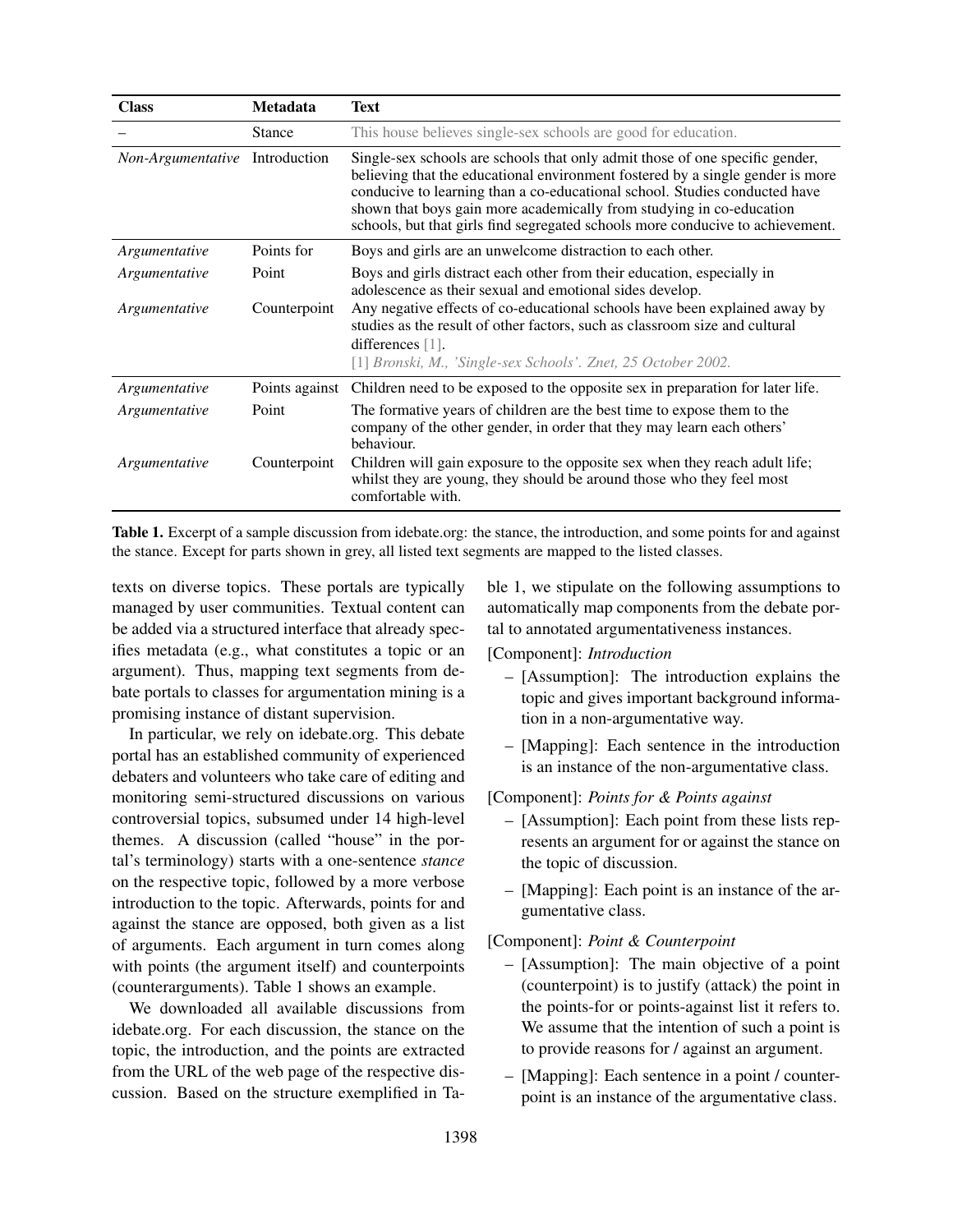| Class | Metadata | Text |
|---|---|---|
| – | Stance | This house believes single-sex schools are good for education. |
| *Non-Argumentative* | Introduction | Single-sex schools are schools that only admit those of one specific gender, believing that the educational environment fostered by a single gender is more conducive to learning than a co-educational school. Studies conducted have shown that boys gain more academically from studying in co-education schools, but that girls find segregated schools more conducive to achievement. |
| *Argumentative* | Points for | Boys and girls are an unwelcome distraction to each other. |
| *Argumentative* | Point | Boys and girls distract each other from their education, especially in adolescence as their sexual and emotional sides develop. |
| *Argumentative* | Counterpoint | Any negative effects of co-educational schools have been explained away by studies as the result of other factors, such as classroom size and cultural differences [1]. [1] *Bronski, M., 'Single-sex Schools'. Znet, 25 October 2002.* |
| *Argumentative* | Points against | Children need to be exposed to the opposite sex in preparation for later life. |
| *Argumentative* | Point | The formative years of children are the best time to expose them to the company of the other gender, in order that they may learn each others' behaviour. |
| *Argumentative* | Counterpoint | Children will gain exposure to the opposite sex when they reach adult life; whilst they are young, they should be around those who they feel most comfortable with. |

**Table 1.** Excerpt of a sample discussion from idebate.org: the stance, the introduction, and some points for and against the stance. Except for parts shown in grey, all listed text segments are mapped to the listed classes.

texts on diverse topics. These portals are typically managed by user communities. Textual content can be added via a structured interface that already specifies metadata (e.g., what constitutes a topic or an argument). Thus, mapping text segments from debate portals to classes for argumentation mining is a promising instance of distant supervision.

In particular, we rely on idebate.org. This debate portal has an established community of experienced debaters and volunteers who take care of editing and monitoring semi-structured discussions on various controversial topics, subsumed under 14 high-level themes. A discussion (called "house" in the portal's terminology) starts with a one-sentence *stance* on the respective topic, followed by a more verbose introduction to the topic. Afterwards, points for and against the stance are opposed, both given as a list of arguments. Each argument in turn comes along with points (the argument itself) and counterpoints (counterarguments). Table 1 shows an example.

We downloaded all available discussions from idebate.org. For each discussion, the stance on the topic, the introduction, and the points are extracted from the URL of the web page of the respective discussion. Based on the structure exemplified in Table 1, we stipulate on the following assumptions to automatically map components from the debate portal to annotated argumentativeness instances.

[Component]: *Introduction*

- [Assumption]: The introduction explains the topic and gives important background information in a non-argumentative way.
- [Mapping]: Each sentence in the introduction is an instance of the non-argumentative class.

[Component]: *Points for & Points against*

- [Assumption]: Each point from these lists represents an argument for or against the stance on the topic of discussion.
- [Mapping]: Each point is an instance of the argumentative class.

[Component]: *Point & Counterpoint*

- [Assumption]: The main objective of a point (counterpoint) is to justify (attack) the point in the points-for or points-against list it refers to. We assume that the intention of such a point is to provide reasons for / against an argument.
- [Mapping]: Each sentence in a point / counterpoint is an instance of the argumentative class.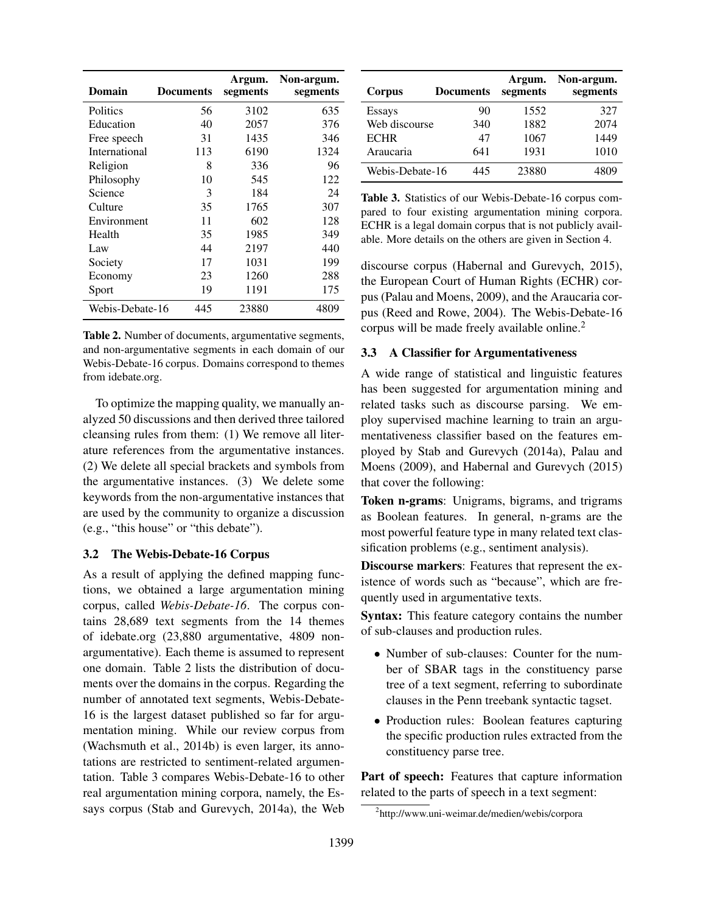| Domain | Documents | Argum. segments | Non-argum. segments |
|---|---|---|---|
| Politics | 56 | 3102 | 635 |
| Education | 40 | 2057 | 376 |
| Free speech | 31 | 1435 | 346 |
| International | 113 | 6190 | 1324 |
| Religion | 8 | 336 | 96 |
| Philosophy | 10 | 545 | 122 |
| Science | 3 | 184 | 24 |
| Culture | 35 | 1765 | 307 |
| Environment | 11 | 602 | 128 |
| Health | 35 | 1985 | 349 |
| Law | 44 | 2197 | 440 |
| Society | 17 | 1031 | 199 |
| Economy | 23 | 1260 | 288 |
| Sport | 19 | 1191 | 175 |
| Webis-Debate-16 | 445 | 23880 | 4809 |

**Table 2.** Number of documents, argumentative segments, and non-argumentative segments in each domain of our Webis-Debate-16 corpus. Domains correspond to themes from idebate.org.

To optimize the mapping quality, we manually analyzed 50 discussions and then derived three tailored cleansing rules from them: (1) We remove all literature references from the argumentative instances. (2) We delete all special brackets and symbols from the argumentative instances. (3) We delete some keywords from the non-argumentative instances that are used by the community to organize a discussion (e.g., "this house" or "this debate").

### 3.2 The Webis-Debate-16 Corpus

As a result of applying the defined mapping functions, we obtained a large argumentation mining corpus, called *Webis-Debate-16*. The corpus contains 28,689 text segments from the 14 themes of idebate.org (23,880 argumentative, 4809 non-argumentative). Each theme is assumed to represent one domain. Table 2 lists the distribution of documents over the domains in the corpus. Regarding the number of annotated text segments, Webis-Debate-16 is the largest dataset published so far for argumentation mining. While our review corpus from (Wachsmuth et al., 2014b) is even larger, its annotations are restricted to sentiment-related argumentation. Table 3 compares Webis-Debate-16 to other real argumentation mining corpora, namely, the Essays corpus (Stab and Gurevych, 2014a), the Web discourse corpus (Habernal and Gurevych, 2015), the European Court of Human Rights (ECHR) corpus (Palau and Moens, 2009), and the Araucaria corpus (Reed and Rowe, 2004). The Webis-Debate-16 corpus will be made freely available online.[2]

| Corpus | Documents | Argum. segments | Non-argum. segments |
|---|---|---|---|
| Essays | 90 | 1552 | 327 |
| Web discourse | 340 | 1882 | 2074 |
| ECHR | 47 | 1067 | 1449 |
| Araucaria | 641 | 1931 | 1010 |
| Webis-Debate-16 | 445 | 23880 | 4809 |

**Table 3.** Statistics of our Webis-Debate-16 corpus compared to four existing argumentation mining corpora. ECHR is a legal domain corpus that is not publicly available. More details on the others are given in Section 4.

### 3.3 A Classifier for Argumentativeness

A wide range of statistical and linguistic features has been suggested for argumentation mining and related tasks such as discourse parsing. We employ supervised machine learning to train an argumentativeness classifier based on the features employed by Stab and Gurevych (2014a), Palau and Moens (2009), and Habernal and Gurevych (2015) that cover the following:

**Token n-grams**: Unigrams, bigrams, and trigrams as Boolean features. In general, n-grams are the most powerful feature type in many related text classification problems (e.g., sentiment analysis).

**Discourse markers**: Features that represent the existence of words such as "because", which are frequently used in argumentative texts.

**Syntax:** This feature category contains the number of sub-clauses and production rules.

- Number of sub-clauses: Counter for the number of SBAR tags in the constituency parse tree of a text segment, referring to subordinate clauses in the Penn treebank syntactic tagset.
- Production rules: Boolean features capturing the specific production rules extracted from the constituency parse tree.

**Part of speech:** Features that capture information related to the parts of speech in a text segment:

[2] http://www.uni-weimar.de/medien/webis/corpora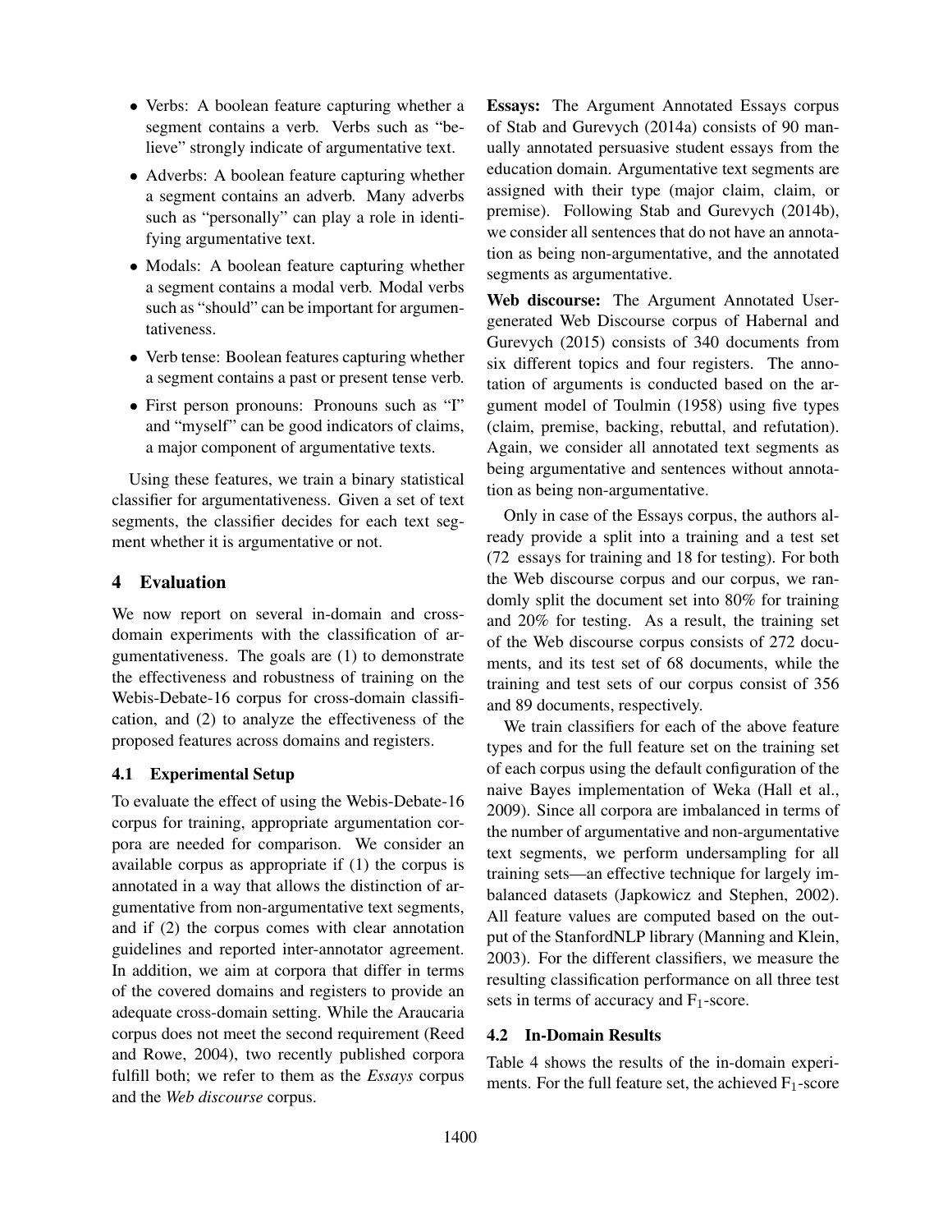- Verbs: A boolean feature capturing whether a segment contains a verb. Verbs such as "believe" strongly indicate of argumentative text.
- Adverbs: A boolean feature capturing whether a segment contains an adverb. Many adverbs such as "personally" can play a role in identifying argumentative text.
- Modals: A boolean feature capturing whether a segment contains a modal verb. Modal verbs such as "should" can be important for argumentativeness.
- Verb tense: Boolean features capturing whether a segment contains a past or present tense verb.
- First person pronouns: Pronouns such as "I" and "myself" can be good indicators of claims, a major component of argumentative texts.

Using these features, we train a binary statistical classifier for argumentativeness. Given a set of text segments, the classifier decides for each text segment whether it is argumentative or not.

## 4 Evaluation

We now report on several in-domain and cross-domain experiments with the classification of argumentativeness. The goals are (1) to demonstrate the effectiveness and robustness of training on the Webis-Debate-16 corpus for cross-domain classification, and (2) to analyze the effectiveness of the proposed features across domains and registers.

### 4.1 Experimental Setup

To evaluate the effect of using the Webis-Debate-16 corpus for training, appropriate argumentation corpora are needed for comparison. We consider an available corpus as appropriate if (1) the corpus is annotated in a way that allows the distinction of argumentative from non-argumentative text segments, and if (2) the corpus comes with clear annotation guidelines and reported inter-annotator agreement. In addition, we aim at corpora that differ in terms of the covered domains and registers to provide an adequate cross-domain setting. While the Araucaria corpus does not meet the second requirement (Reed and Rowe, 2004), two recently published corpora fulfill both; we refer to them as the *Essays* corpus and the *Web discourse* corpus.

**Essays:** The Argument Annotated Essays corpus of Stab and Gurevych (2014a) consists of 90 manually annotated persuasive student essays from the education domain. Argumentative text segments are assigned with their type (major claim, claim, or premise). Following Stab and Gurevych (2014b), we consider all sentences that do not have an annotation as being non-argumentative, and the annotated segments as argumentative.

**Web discourse:** The Argument Annotated User-generated Web Discourse corpus of Habernal and Gurevych (2015) consists of 340 documents from six different topics and four registers. The annotation of arguments is conducted based on the argument model of Toulmin (1958) using five types (claim, premise, backing, rebuttal, and refutation). Again, we consider all annotated text segments as being argumentative and sentences without annotation as being non-argumentative.

Only in case of the Essays corpus, the authors already provide a split into a training and a test set (72 essays for training and 18 for testing). For both the Web discourse corpus and our corpus, we randomly split the document set into 80% for training and 20% for testing. As a result, the training set of the Web discourse corpus consists of 272 documents, and its test set of 68 documents, while the training and test sets of our corpus consist of 356 and 89 documents, respectively.

We train classifiers for each of the above feature types and for the full feature set on the training set of each corpus using the default configuration of the naive Bayes implementation of Weka (Hall et al., 2009). Since all corpora are imbalanced in terms of the number of argumentative and non-argumentative text segments, we perform undersampling for all training sets—an effective technique for largely imbalanced datasets (Japkowicz and Stephen, 2002). All feature values are computed based on the output of the StanfordNLP library (Manning and Klein, 2003). For the different classifiers, we measure the resulting classification performance on all three test sets in terms of accuracy and $F_1$-score.

### 4.2 In-Domain Results

Table 4 shows the results of the in-domain experiments. For the full feature set, the achieved $F_1$-score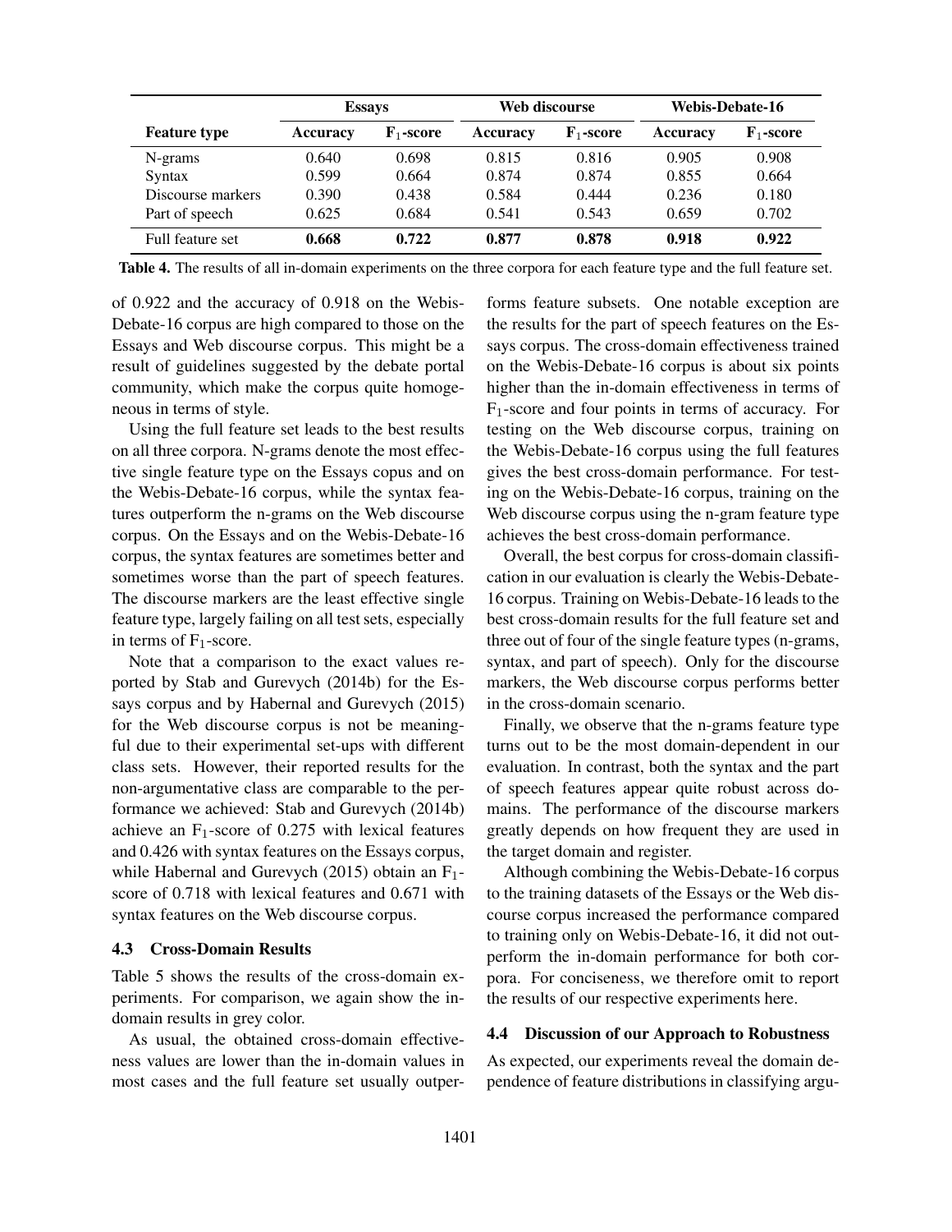| Feature type | Essays | | Web discourse | | Webis-Debate-16 | |
|---|---|---|---|---|---|---|
| | Accuracy | $F_1$-score | Accuracy | $F_1$-score | Accuracy | $F_1$-score |
| N-grams | 0.640 | 0.698 | 0.815 | 0.816 | 0.905 | 0.908 |
| Syntax | 0.599 | 0.664 | 0.874 | 0.874 | 0.855 | 0.664 |
| Discourse markers | 0.390 | 0.438 | 0.584 | 0.444 | 0.236 | 0.180 |
| Part of speech | 0.625 | 0.684 | 0.541 | 0.543 | 0.659 | 0.702 |
| Full feature set | **0.668** | **0.722** | **0.877** | **0.878** | **0.918** | **0.922** |

**Table 4.** The results of all in-domain experiments on the three corpora for each feature type and the full feature set.

of 0.922 and the accuracy of 0.918 on the Webis-Debate-16 corpus are high compared to those on the Essays and Web discourse corpus. This might be a result of guidelines suggested by the debate portal community, which make the corpus quite homogeneous in terms of style.

Using the full feature set leads to the best results on all three corpora. N-grams denote the most effective single feature type on the Essays copus and on the Webis-Debate-16 corpus, while the syntax features outperform the n-grams on the Web discourse corpus. On the Essays and on the Webis-Debate-16 corpus, the syntax features are sometimes better and sometimes worse than the part of speech features. The discourse markers are the least effective single feature type, largely failing on all test sets, especially in terms of $F_1$-score.

Note that a comparison to the exact values reported by Stab and Gurevych (2014b) for the Essays corpus and by Habernal and Gurevych (2015) for the Web discourse corpus is not be meaningful due to their experimental set-ups with different class sets. However, their reported results for the non-argumentative class are comparable to the performance we achieved: Stab and Gurevych (2014b) achieve an $F_1$-score of 0.275 with lexical features and 0.426 with syntax features on the Essays corpus, while Habernal and Gurevych (2015) obtain an $F_1$-score of 0.718 with lexical features and 0.671 with syntax features on the Web discourse corpus.

### 4.3 Cross-Domain Results

Table 5 shows the results of the cross-domain experiments. For comparison, we again show the in-domain results in grey color.

As usual, the obtained cross-domain effectiveness values are lower than the in-domain values in most cases and the full feature set usually outperforms feature subsets. One notable exception are the results for the part of speech features on the Essays corpus. The cross-domain effectiveness trained on the Webis-Debate-16 corpus is about six points higher than the in-domain effectiveness in terms of $F_1$-score and four points in terms of accuracy. For testing on the Web discourse corpus, training on the Webis-Debate-16 corpus using the full features gives the best cross-domain performance. For testing on the Webis-Debate-16 corpus, training on the Web discourse corpus using the n-gram feature type achieves the best cross-domain performance.

Overall, the best corpus for cross-domain classification in our evaluation is clearly the Webis-Debate-16 corpus. Training on Webis-Debate-16 leads to the best cross-domain results for the full feature set and three out of four of the single feature types (n-grams, syntax, and part of speech). Only for the discourse markers, the Web discourse corpus performs better in the cross-domain scenario.

Finally, we observe that the n-grams feature type turns out to be the most domain-dependent in our evaluation. In contrast, both the syntax and the part of speech features appear quite robust across domains. The performance of the discourse markers greatly depends on how frequent they are used in the target domain and register.

Although combining the Webis-Debate-16 corpus to the training datasets of the Essays or the Web discourse corpus increased the performance compared to training only on Webis-Debate-16, it did not outperform the in-domain performance for both corpora. For conciseness, we therefore omit to report the results of our respective experiments here.

### 4.4 Discussion of our Approach to Robustness

As expected, our experiments reveal the domain dependence of feature distributions in classifying argu-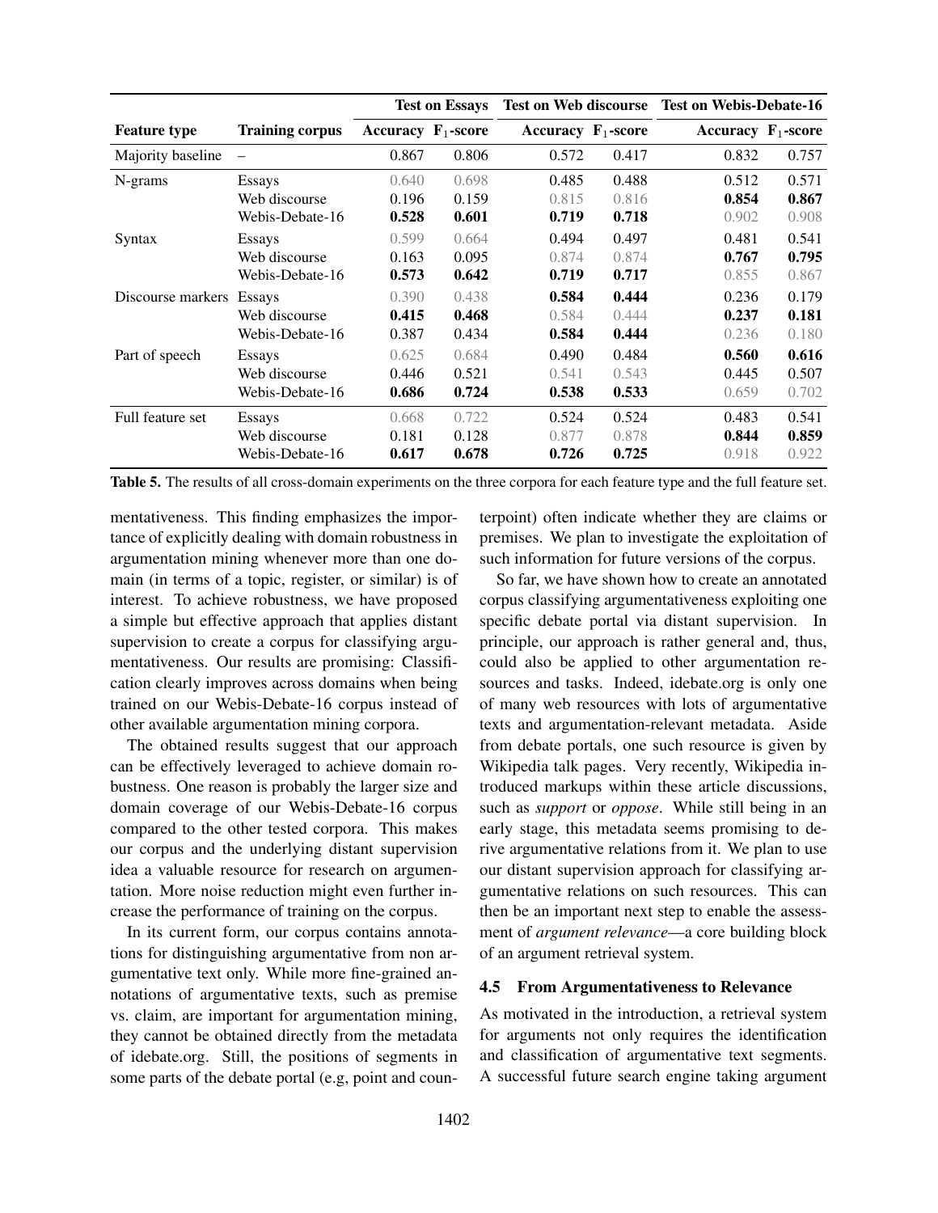| Feature type | Training corpus | Test on Essays | | Test on Web discourse | | Test on Webis-Debate-16 | |
|---|---|---|---|---|---|---|---|
| | | Accuracy | $F_1$-score | Accuracy | $F_1$-score | Accuracy | $F_1$-score |
| Majority baseline | – | 0.867 | 0.806 | 0.572 | 0.417 | 0.832 | 0.757 |
| N-grams | Essays | 0.640 | 0.698 | 0.485 | 0.488 | 0.512 | 0.571 |
| | Web discourse | 0.196 | 0.159 | 0.815 | 0.816 | **0.854** | **0.867** |
| | Webis-Debate-16 | **0.528** | **0.601** | **0.719** | **0.718** | 0.902 | 0.908 |
| Syntax | Essays | 0.599 | 0.664 | 0.494 | 0.497 | 0.481 | 0.541 |
| | Web discourse | 0.163 | 0.095 | 0.874 | 0.874 | **0.767** | **0.795** |
| | Webis-Debate-16 | **0.573** | **0.642** | **0.719** | **0.717** | 0.855 | 0.867 |
| Discourse markers | Essays | 0.390 | 0.438 | **0.584** | **0.444** | 0.236 | 0.179 |
| | Web discourse | **0.415** | **0.468** | 0.584 | 0.444 | **0.237** | **0.181** |
| | Webis-Debate-16 | 0.387 | 0.434 | **0.584** | **0.444** | 0.236 | 0.180 |
| Part of speech | Essays | 0.625 | 0.684 | 0.490 | 0.484 | **0.560** | **0.616** |
| | Web discourse | 0.446 | 0.521 | 0.541 | 0.543 | 0.445 | 0.507 |
| | Webis-Debate-16 | **0.686** | **0.724** | **0.538** | **0.533** | 0.659 | 0.702 |
| Full feature set | Essays | 0.668 | 0.722 | 0.524 | 0.524 | 0.483 | 0.541 |
| | Web discourse | 0.181 | 0.128 | 0.877 | 0.878 | **0.844** | **0.859** |
| | Webis-Debate-16 | **0.617** | **0.678** | **0.726** | **0.725** | 0.918 | 0.922 |

**Table 5.** The results of all cross-domain experiments on the three corpora for each feature type and the full feature set.

mentativeness. This finding emphasizes the importance of explicitly dealing with domain robustness in argumentation mining whenever more than one domain (in terms of a topic, register, or similar) is of interest. To achieve robustness, we have proposed a simple but effective approach that applies distant supervision to create a corpus for classifying argumentativeness. Our results are promising: Classification clearly improves across domains when being trained on our Webis-Debate-16 corpus instead of other available argumentation mining corpora.

The obtained results suggest that our approach can be effectively leveraged to achieve domain robustness. One reason is probably the larger size and domain coverage of our Webis-Debate-16 corpus compared to the other tested corpora. This makes our corpus and the underlying distant supervision idea a valuable resource for research on argumentation. More noise reduction might even further increase the performance of training on the corpus.

In its current form, our corpus contains annotations for distinguishing argumentative from non argumentative text only. While more fine-grained annotations of argumentative texts, such as premise vs. claim, are important for argumentation mining, they cannot be obtained directly from the metadata of idebate.org. Still, the positions of segments in some parts of the debate portal (e.g, point and counterpoint) often indicate whether they are claims or premises. We plan to investigate the exploitation of such information for future versions of the corpus.

So far, we have shown how to create an annotated corpus classifying argumentativeness exploiting one specific debate portal via distant supervision. In principle, our approach is rather general and, thus, could also be applied to other argumentation resources and tasks. Indeed, idebate.org is only one of many web resources with lots of argumentative texts and argumentation-relevant metadata. Aside from debate portals, one such resource is given by Wikipedia talk pages. Very recently, Wikipedia introduced markups within these article discussions, such as *support* or *oppose*. While still being in an early stage, this metadata seems promising to derive argumentative relations from it. We plan to use our distant supervision approach for classifying argumentative relations on such resources. This can then be an important next step to enable the assessment of *argument relevance*—a core building block of an argument retrieval system.

### 4.5 From Argumentativeness to Relevance

As motivated in the introduction, a retrieval system for arguments not only requires the identification and classification of argumentative text segments. A successful future search engine taking argument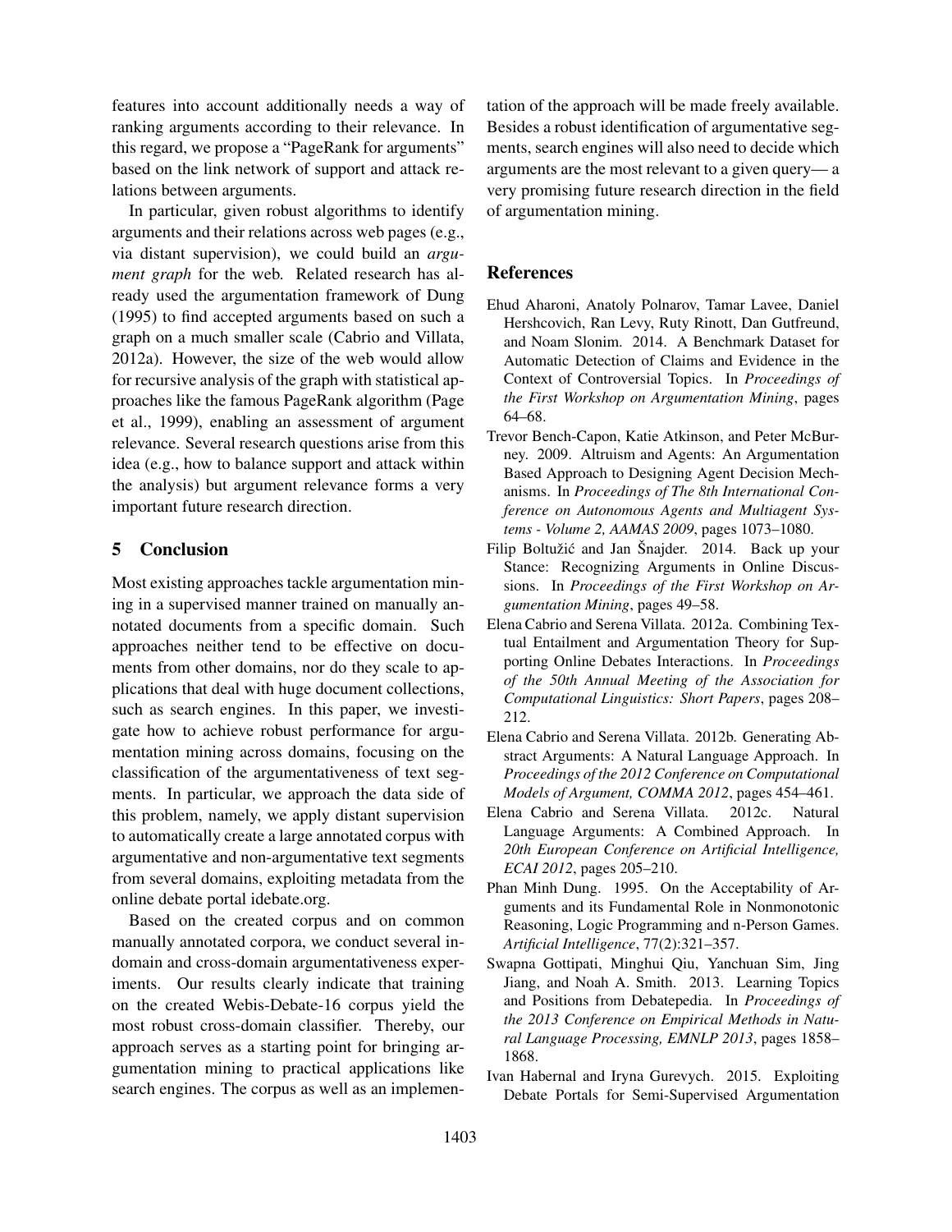features into account additionally needs a way of ranking arguments according to their relevance. In this regard, we propose a "PageRank for arguments" based on the link network of support and attack relations between arguments.

In particular, given robust algorithms to identify arguments and their relations across web pages (e.g., via distant supervision), we could build an *argument graph* for the web. Related research has already used the argumentation framework of Dung (1995) to find accepted arguments based on such a graph on a much smaller scale (Cabrio and Villata, 2012a). However, the size of the web would allow for recursive analysis of the graph with statistical approaches like the famous PageRank algorithm (Page et al., 1999), enabling an assessment of argument relevance. Several research questions arise from this idea (e.g., how to balance support and attack within the analysis) but argument relevance forms a very important future research direction.

## 5 Conclusion

Most existing approaches tackle argumentation mining in a supervised manner trained on manually annotated documents from a specific domain. Such approaches neither tend to be effective on documents from other domains, nor do they scale to applications that deal with huge document collections, such as search engines. In this paper, we investigate how to achieve robust performance for argumentation mining across domains, focusing on the classification of the argumentativeness of text segments. In particular, we approach the data side of this problem, namely, we apply distant supervision to automatically create a large annotated corpus with argumentative and non-argumentative text segments from several domains, exploiting metadata from the online debate portal idebate.org.

Based on the created corpus and on common manually annotated corpora, we conduct several in-domain and cross-domain argumentativeness experiments. Our results clearly indicate that training on the created Webis-Debate-16 corpus yield the most robust cross-domain classifier. Thereby, our approach serves as a starting point for bringing argumentation mining to practical applications like search engines. The corpus as well as an implementation of the approach will be made freely available. Besides a robust identification of argumentative segments, search engines will also need to decide which arguments are the most relevant to a given query— a very promising future research direction in the field of argumentation mining.

## References

Ehud Aharoni, Anatoly Polnarov, Tamar Lavee, Daniel Hershcovich, Ran Levy, Ruty Rinott, Dan Gutfreund, and Noam Slonim. 2014. A Benchmark Dataset for Automatic Detection of Claims and Evidence in the Context of Controversial Topics. In *Proceedings of the First Workshop on Argumentation Mining*, pages 64–68.

Trevor Bench-Capon, Katie Atkinson, and Peter McBurney. 2009. Altruism and Agents: An Argumentation Based Approach to Designing Agent Decision Mechanisms. In *Proceedings of The 8th International Conference on Autonomous Agents and Multiagent Systems - Volume 2, AAMAS 2009*, pages 1073–1080.

Filip Boltužić and Jan Šnajder. 2014. Back up your Stance: Recognizing Arguments in Online Discussions. In *Proceedings of the First Workshop on Argumentation Mining*, pages 49–58.

Elena Cabrio and Serena Villata. 2012a. Combining Textual Entailment and Argumentation Theory for Supporting Online Debates Interactions. In *Proceedings of the 50th Annual Meeting of the Association for Computational Linguistics: Short Papers*, pages 208–212.

Elena Cabrio and Serena Villata. 2012b. Generating Abstract Arguments: A Natural Language Approach. In *Proceedings of the 2012 Conference on Computational Models of Argument, COMMA 2012*, pages 454–461.

Elena Cabrio and Serena Villata. 2012c. Natural Language Arguments: A Combined Approach. In *20th European Conference on Artificial Intelligence, ECAI 2012*, pages 205–210.

Phan Minh Dung. 1995. On the Acceptability of Arguments and its Fundamental Role in Nonmonotonic Reasoning, Logic Programming and n-Person Games. *Artificial Intelligence*, 77(2):321–357.

Swapna Gottipati, Minghui Qiu, Yanchuan Sim, Jing Jiang, and Noah A. Smith. 2013. Learning Topics and Positions from Debatepedia. In *Proceedings of the 2013 Conference on Empirical Methods in Natural Language Processing, EMNLP 2013*, pages 1858–1868.

Ivan Habernal and Iryna Gurevych. 2015. Exploiting Debate Portals for Semi-Supervised Argumentation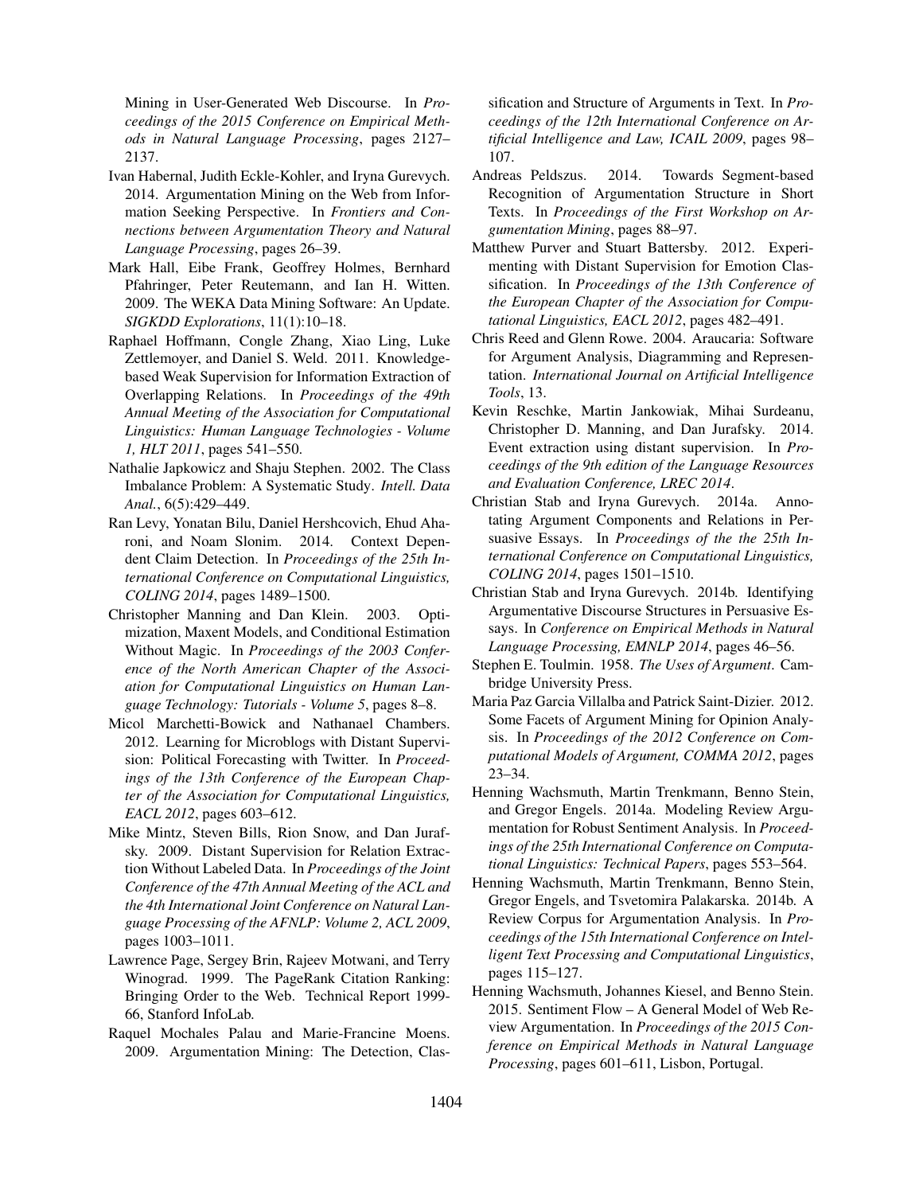Mining in User-Generated Web Discourse. In *Proceedings of the 2015 Conference on Empirical Methods in Natural Language Processing*, pages 2127–2137.

Ivan Habernal, Judith Eckle-Kohler, and Iryna Gurevych. 2014. Argumentation Mining on the Web from Information Seeking Perspective. In *Frontiers and Connections between Argumentation Theory and Natural Language Processing*, pages 26–39.

Mark Hall, Eibe Frank, Geoffrey Holmes, Bernhard Pfahringer, Peter Reutemann, and Ian H. Witten. 2009. The WEKA Data Mining Software: An Update. *SIGKDD Explorations*, 11(1):10–18.

Raphael Hoffmann, Congle Zhang, Xiao Ling, Luke Zettlemoyer, and Daniel S. Weld. 2011. Knowledge-based Weak Supervision for Information Extraction of Overlapping Relations. In *Proceedings of the 49th Annual Meeting of the Association for Computational Linguistics: Human Language Technologies - Volume 1, HLT 2011*, pages 541–550.

Nathalie Japkowicz and Shaju Stephen. 2002. The Class Imbalance Problem: A Systematic Study. *Intell. Data Anal.*, 6(5):429–449.

Ran Levy, Yonatan Bilu, Daniel Hershcovich, Ehud Aharoni, and Noam Slonim. 2014. Context Dependent Claim Detection. In *Proceedings of the 25th International Conference on Computational Linguistics, COLING 2014*, pages 1489–1500.

Christopher Manning and Dan Klein. 2003. Optimization, Maxent Models, and Conditional Estimation Without Magic. In *Proceedings of the 2003 Conference of the North American Chapter of the Association for Computational Linguistics on Human Language Technology: Tutorials - Volume 5*, pages 8–8.

Micol Marchetti-Bowick and Nathanael Chambers. 2012. Learning for Microblogs with Distant Supervision: Political Forecasting with Twitter. In *Proceedings of the 13th Conference of the European Chapter of the Association for Computational Linguistics, EACL 2012*, pages 603–612.

Mike Mintz, Steven Bills, Rion Snow, and Dan Jurafsky. 2009. Distant Supervision for Relation Extraction Without Labeled Data. In *Proceedings of the Joint Conference of the 47th Annual Meeting of the ACL and the 4th International Joint Conference on Natural Language Processing of the AFNLP: Volume 2, ACL 2009*, pages 1003–1011.

Lawrence Page, Sergey Brin, Rajeev Motwani, and Terry Winograd. 1999. The PageRank Citation Ranking: Bringing Order to the Web. Technical Report 1999-66, Stanford InfoLab.

Raquel Mochales Palau and Marie-Francine Moens. 2009. Argumentation Mining: The Detection, Classification and Structure of Arguments in Text. In *Proceedings of the 12th International Conference on Artificial Intelligence and Law, ICAIL 2009*, pages 98–107.

Andreas Peldszus. 2014. Towards Segment-based Recognition of Argumentation Structure in Short Texts. In *Proceedings of the First Workshop on Argumentation Mining*, pages 88–97.

Matthew Purver and Stuart Battersby. 2012. Experimenting with Distant Supervision for Emotion Classification. In *Proceedings of the 13th Conference of the European Chapter of the Association for Computational Linguistics, EACL 2012*, pages 482–491.

Chris Reed and Glenn Rowe. 2004. Araucaria: Software for Argument Analysis, Diagramming and Representation. *International Journal on Artificial Intelligence Tools*, 13.

Kevin Reschke, Martin Jankowiak, Mihai Surdeanu, Christopher D. Manning, and Dan Jurafsky. 2014. Event extraction using distant supervision. In *Proceedings of the 9th edition of the Language Resources and Evaluation Conference, LREC 2014*.

Christian Stab and Iryna Gurevych. 2014a. Annotating Argument Components and Relations in Persuasive Essays. In *Proceedings of the the 25th International Conference on Computational Linguistics, COLING 2014*, pages 1501–1510.

Christian Stab and Iryna Gurevych. 2014b. Identifying Argumentative Discourse Structures in Persuasive Essays. In *Conference on Empirical Methods in Natural Language Processing, EMNLP 2014*, pages 46–56.

Stephen E. Toulmin. 1958. *The Uses of Argument*. Cambridge University Press.

Maria Paz Garcia Villalba and Patrick Saint-Dizier. 2012. Some Facets of Argument Mining for Opinion Analysis. In *Proceedings of the 2012 Conference on Computational Models of Argument, COMMA 2012*, pages 23–34.

Henning Wachsmuth, Martin Trenkmann, Benno Stein, and Gregor Engels. 2014a. Modeling Review Argumentation for Robust Sentiment Analysis. In *Proceedings of the 25th International Conference on Computational Linguistics: Technical Papers*, pages 553–564.

Henning Wachsmuth, Martin Trenkmann, Benno Stein, Gregor Engels, and Tsvetomira Palakarska. 2014b. A Review Corpus for Argumentation Analysis. In *Proceedings of the 15th International Conference on Intelligent Text Processing and Computational Linguistics*, pages 115–127.

Henning Wachsmuth, Johannes Kiesel, and Benno Stein. 2015. Sentiment Flow – A General Model of Web Review Argumentation. In *Proceedings of the 2015 Conference on Empirical Methods in Natural Language Processing*, pages 601–611, Lisbon, Portugal.